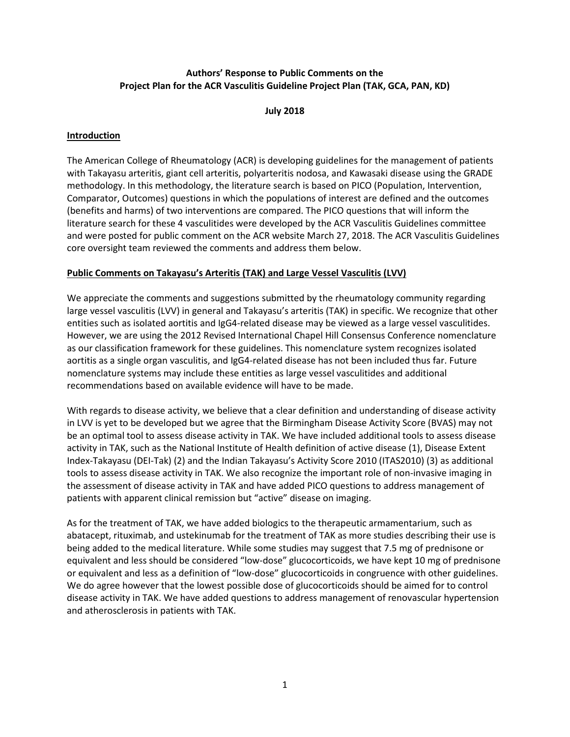**Authors' Response to Public Comments on the Project Plan for the ACR Vasculitis Guideline Project Plan (TAK, GCA, PAN, KD)**

**July 2018**

## Introduction

The American College of Rheumatology (ACR) is developing guidelines for the management of patients with Takayasu arteritis, giant cell arteritis, polyarteritis nodosa, and Kawasaki disease using the GRADE methodology. In this methodology, the literature search is based on PICO (Population, Intervention, Comparator, Outcomes) questions in which the populations of interest are defined and the outcomes (benefits and harms) of two interventions are compared. The PICO questions that will inform the literature search for these 4 vasculitides were developed by the ACR Vasculitis Guidelines committee and were posted for public comment on the ACR website March 27, 2018. The ACR Vasculitis Guidelines core oversight team reviewed the comments and address them below.

## Public Comments on Takayasu's Arteritis (TAK) and Large Vessel Vasculitis (LVV)

We appreciate the comments and suggestions submitted by the rheumatology community regarding large vessel vasculitis (LVV) in general and Takayasu's arteritis (TAK) in specific. We recognize that other entities such as isolated aortitis and IgG4-related disease may be viewed as a large vessel vasculitides. However, we are using the 2012 Revised International Chapel Hill Consensus Conference nomenclature as our classification framework for these guidelines. This nomenclature system recognizes isolated aortitis as a single organ vasculitis, and IgG4-related disease has not been included thus far. Future nomenclature systems may include these entities as large vessel vasculitides and additional recommendations based on available evidence will have to be made.

With regards to disease activity, we believe that a clear definition and understanding of disease activity in LVV is yet to be developed but we agree that the Birmingham Disease Activity Score (BVAS) may not be an optimal tool to assess disease activity in TAK. We have included additional tools to assess disease activity in TAK, such as the National Institute of Health definition of active disease (1), Disease Extent Index-Takayasu (DEI-Tak) (2) and the Indian Takayasu's Activity Score 2010 (ITAS2010) (3) as additional tools to assess disease activity in TAK. We also recognize the important role of non-invasive imaging in the assessment of disease activity in TAK and have added PICO questions to address management of patients with apparent clinical remission but "active" disease on imaging.

As for the treatment of TAK, we have added biologics to the therapeutic armamentarium, such as abatacept, rituximab, and ustekinumab for the treatment of TAK as more studies describing their use is being added to the medical literature. While some studies may suggest that 7.5 mg of prednisone or equivalent and less should be considered "low-dose" glucocorticoids, we have kept 10 mg of prednisone or equivalent and less as a definition of "low-dose" glucocorticoids in congruence with other guidelines. We do agree however that the lowest possible dose of glucocorticoids should be aimed for to control disease activity in TAK. We have added questions to address management of renovascular hypertension and atherosclerosis in patients with TAK.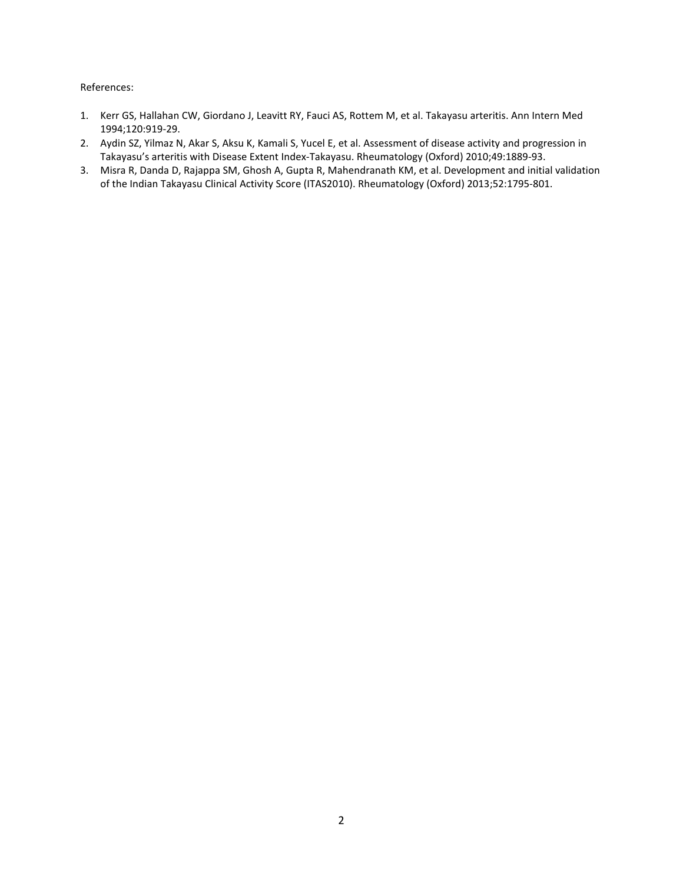References:

1. Kerr GS, Hallahan CW, Giordano J, Leavitt RY, Fauci AS, Rottem M, et al. Takayasu arteritis. Ann Intern Med 1994;120:919-29.
2. Aydin SZ, Yilmaz N, Akar S, Aksu K, Kamali S, Yucel E, et al. Assessment of disease activity and progression in Takayasu's arteritis with Disease Extent Index-Takayasu. Rheumatology (Oxford) 2010;49:1889-93.
3. Misra R, Danda D, Rajappa SM, Ghosh A, Gupta R, Mahendranath KM, et al. Development and initial validation of the Indian Takayasu Clinical Activity Score (ITAS2010). Rheumatology (Oxford) 2013;52:1795-801.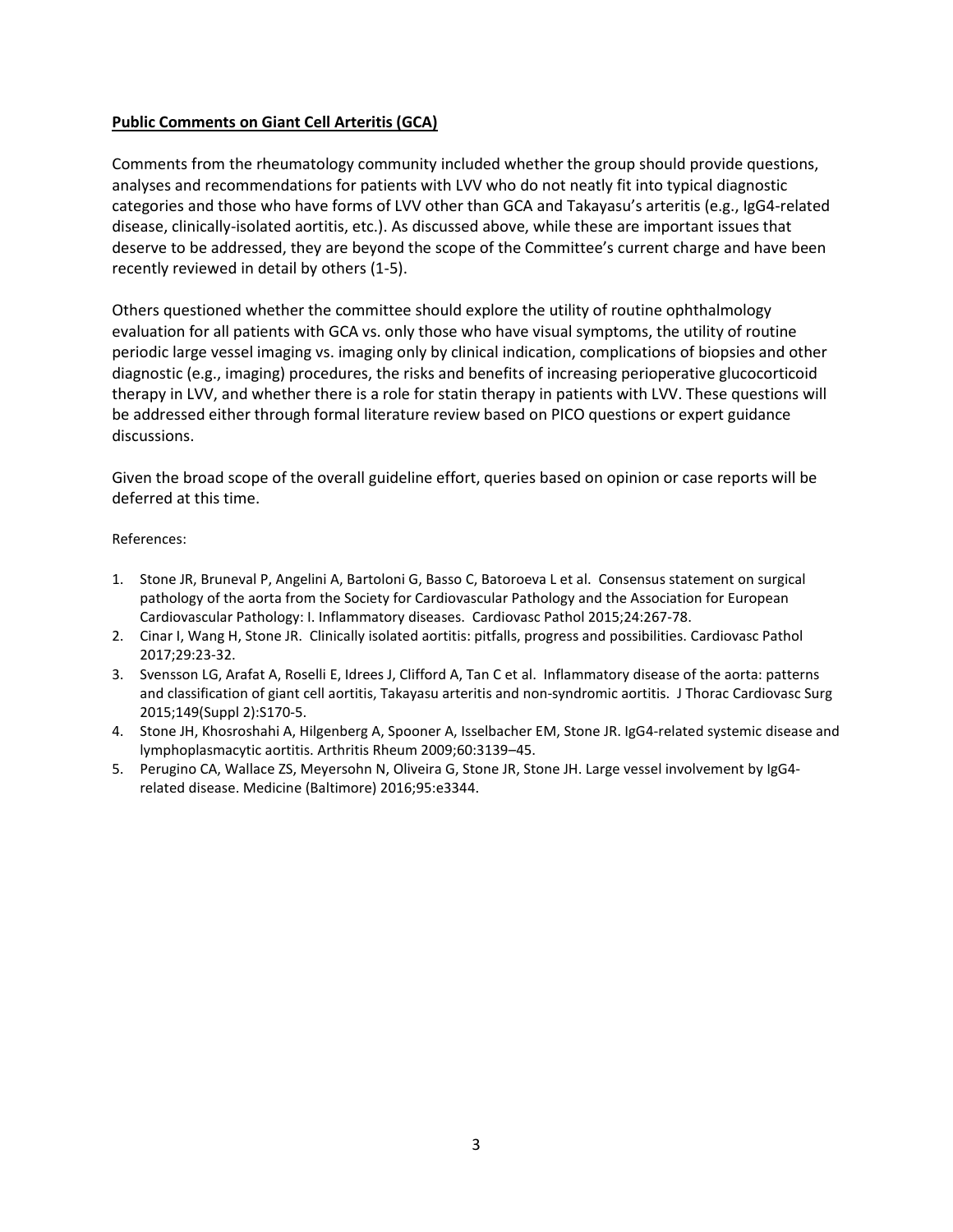**Public Comments on Giant Cell Arteritis (GCA)**

Comments from the rheumatology community included whether the group should provide questions, analyses and recommendations for patients with LVV who do not neatly fit into typical diagnostic categories and those who have forms of LVV other than GCA and Takayasu's arteritis (e.g., IgG4-related disease, clinically-isolated aortitis, etc.). As discussed above, while these are important issues that deserve to be addressed, they are beyond the scope of the Committee's current charge and have been recently reviewed in detail by others (1-5).

Others questioned whether the committee should explore the utility of routine ophthalmology evaluation for all patients with GCA vs. only those who have visual symptoms, the utility of routine periodic large vessel imaging vs. imaging only by clinical indication, complications of biopsies and other diagnostic (e.g., imaging) procedures, the risks and benefits of increasing perioperative glucocorticoid therapy in LVV, and whether there is a role for statin therapy in patients with LVV. These questions will be addressed either through formal literature review based on PICO questions or expert guidance discussions.

Given the broad scope of the overall guideline effort, queries based on opinion or case reports will be deferred at this time.

References:

1. Stone JR, Bruneval P, Angelini A, Bartoloni G, Basso C, Batoroeva L et al. Consensus statement on surgical pathology of the aorta from the Society for Cardiovascular Pathology and the Association for European Cardiovascular Pathology: I. Inflammatory diseases. Cardiovasc Pathol 2015;24:267-78.
2. Cinar I, Wang H, Stone JR. Clinically isolated aortitis: pitfalls, progress and possibilities. Cardiovasc Pathol 2017;29:23-32.
3. Svensson LG, Arafat A, Roselli E, Idrees J, Clifford A, Tan C et al. Inflammatory disease of the aorta: patterns and classification of giant cell aortitis, Takayasu arteritis and non-syndromic aortitis. J Thorac Cardiovasc Surg 2015;149(Suppl 2):S170-5.
4. Stone JH, Khosroshahi A, Hilgenberg A, Spooner A, Isselbacher EM, Stone JR. IgG4-related systemic disease and lymphoplasmacytic aortitis. Arthritis Rheum 2009;60:3139–45.
5. Perugino CA, Wallace ZS, Meyersohn N, Oliveira G, Stone JR, Stone JH. Large vessel involvement by IgG4-related disease. Medicine (Baltimore) 2016;95:e3344.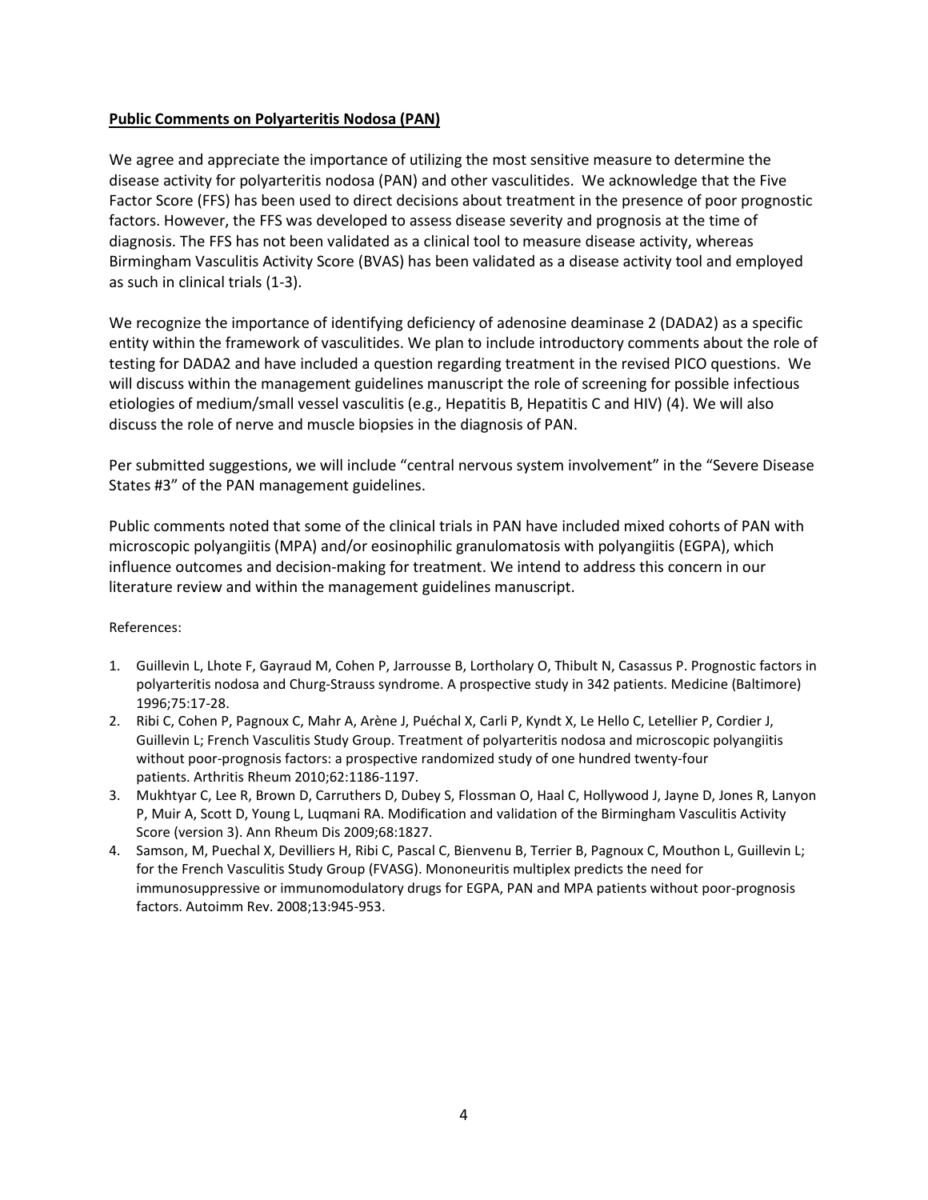**Public Comments on Polyarteritis Nodosa (PAN)**

We agree and appreciate the importance of utilizing the most sensitive measure to determine the disease activity for polyarteritis nodosa (PAN) and other vasculitides. We acknowledge that the Five Factor Score (FFS) has been used to direct decisions about treatment in the presence of poor prognostic factors. However, the FFS was developed to assess disease severity and prognosis at the time of diagnosis. The FFS has not been validated as a clinical tool to measure disease activity, whereas Birmingham Vasculitis Activity Score (BVAS) has been validated as a disease activity tool and employed as such in clinical trials (1-3).

We recognize the importance of identifying deficiency of adenosine deaminase 2 (DADA2) as a specific entity within the framework of vasculitides. We plan to include introductory comments about the role of testing for DADA2 and have included a question regarding treatment in the revised PICO questions. We will discuss within the management guidelines manuscript the role of screening for possible infectious etiologies of medium/small vessel vasculitis (e.g., Hepatitis B, Hepatitis C and HIV) (4). We will also discuss the role of nerve and muscle biopsies in the diagnosis of PAN.

Per submitted suggestions, we will include "central nervous system involvement" in the "Severe Disease States #3" of the PAN management guidelines.

Public comments noted that some of the clinical trials in PAN have included mixed cohorts of PAN with microscopic polyangiitis (MPA) and/or eosinophilic granulomatosis with polyangiitis (EGPA), which influence outcomes and decision-making for treatment. We intend to address this concern in our literature review and within the management guidelines manuscript.

References:

1. Guillevin L, Lhote F, Gayraud M, Cohen P, Jarrousse B, Lortholary O, Thibult N, Casassus P. Prognostic factors in polyarteritis nodosa and Churg-Strauss syndrome. A prospective study in 342 patients. Medicine (Baltimore) 1996;75:17-28.
2. Ribi C, Cohen P, Pagnoux C, Mahr A, Arène J, Puéchal X, Carli P, Kyndt X, Le Hello C, Letellier P, Cordier J, Guillevin L; French Vasculitis Study Group. Treatment of polyarteritis nodosa and microscopic polyangiitis without poor-prognosis factors: a prospective randomized study of one hundred twenty-four patients. Arthritis Rheum 2010;62:1186-1197.
3. Mukhtyar C, Lee R, Brown D, Carruthers D, Dubey S, Flossman O, Haal C, Hollywood J, Jayne D, Jones R, Lanyon P, Muir A, Scott D, Young L, Luqmani RA. Modification and validation of the Birmingham Vasculitis Activity Score (version 3). Ann Rheum Dis 2009;68:1827.
4. Samson, M, Puechal X, Devilliers H, Ribi C, Pascal C, Bienvenu B, Terrier B, Pagnoux C, Mouthon L, Guillevin L; for the French Vasculitis Study Group (FVASG). Mononeuritis multiplex predicts the need for immunosuppressive or immunomodulatory drugs for EGPA, PAN and MPA patients without poor-prognosis factors. Autoimm Rev. 2008;13:945-953.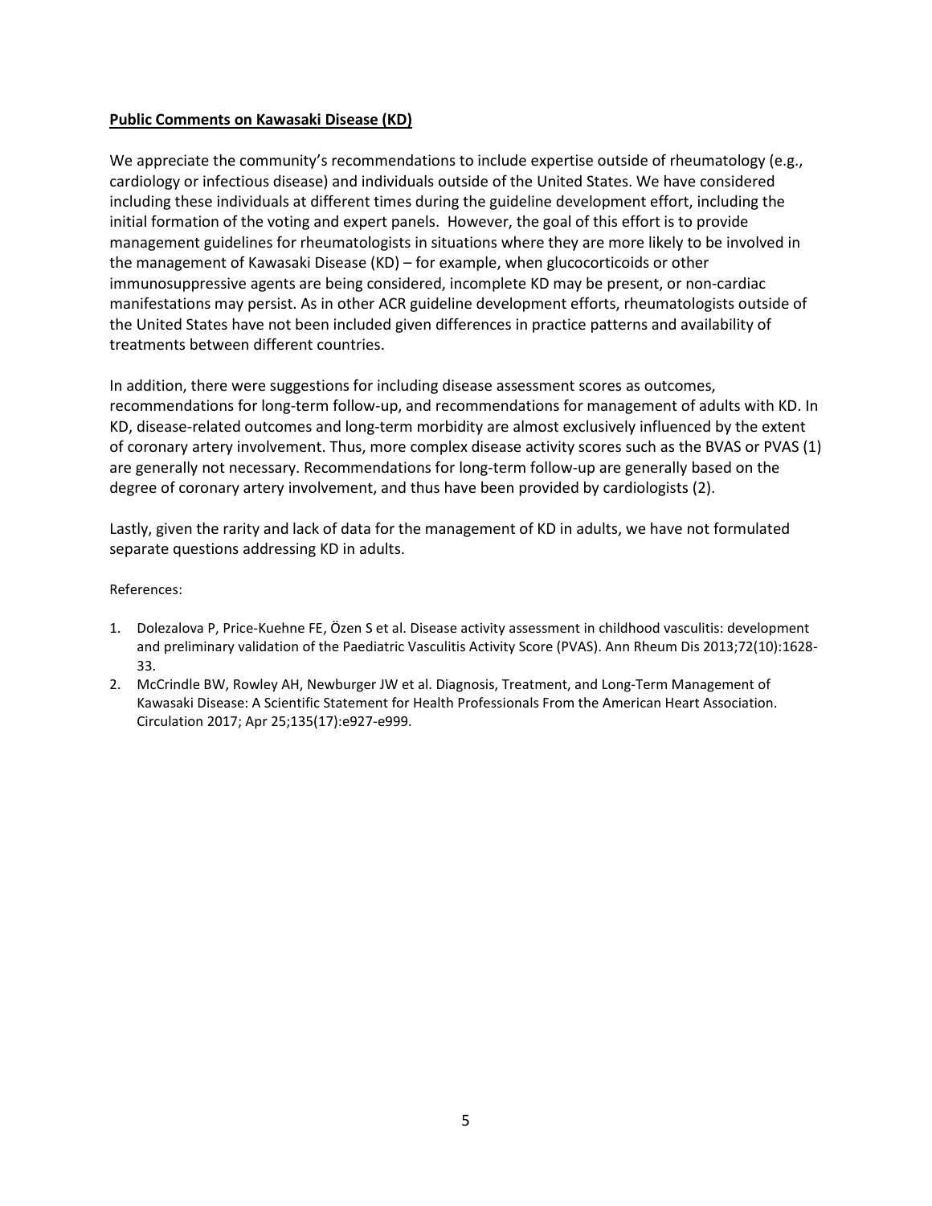**Public Comments on Kawasaki Disease (KD)**

We appreciate the community's recommendations to include expertise outside of rheumatology (e.g., cardiology or infectious disease) and individuals outside of the United States. We have considered including these individuals at different times during the guideline development effort, including the initial formation of the voting and expert panels. However, the goal of this effort is to provide management guidelines for rheumatologists in situations where they are more likely to be involved in the management of Kawasaki Disease (KD) – for example, when glucocorticoids or other immunosuppressive agents are being considered, incomplete KD may be present, or non-cardiac manifestations may persist. As in other ACR guideline development efforts, rheumatologists outside of the United States have not been included given differences in practice patterns and availability of treatments between different countries.

In addition, there were suggestions for including disease assessment scores as outcomes, recommendations for long-term follow-up, and recommendations for management of adults with KD. In KD, disease-related outcomes and long-term morbidity are almost exclusively influenced by the extent of coronary artery involvement. Thus, more complex disease activity scores such as the BVAS or PVAS (1) are generally not necessary. Recommendations for long-term follow-up are generally based on the degree of coronary artery involvement, and thus have been provided by cardiologists (2).

Lastly, given the rarity and lack of data for the management of KD in adults, we have not formulated separate questions addressing KD in adults.

References:

1. Dolezalova P, Price-Kuehne FE, Özen S et al. Disease activity assessment in childhood vasculitis: development and preliminary validation of the Paediatric Vasculitis Activity Score (PVAS). Ann Rheum Dis 2013;72(10):1628-33.
2. McCrindle BW, Rowley AH, Newburger JW et al. Diagnosis, Treatment, and Long-Term Management of Kawasaki Disease: A Scientific Statement for Health Professionals From the American Heart Association. Circulation 2017; Apr 25;135(17):e927-e999.